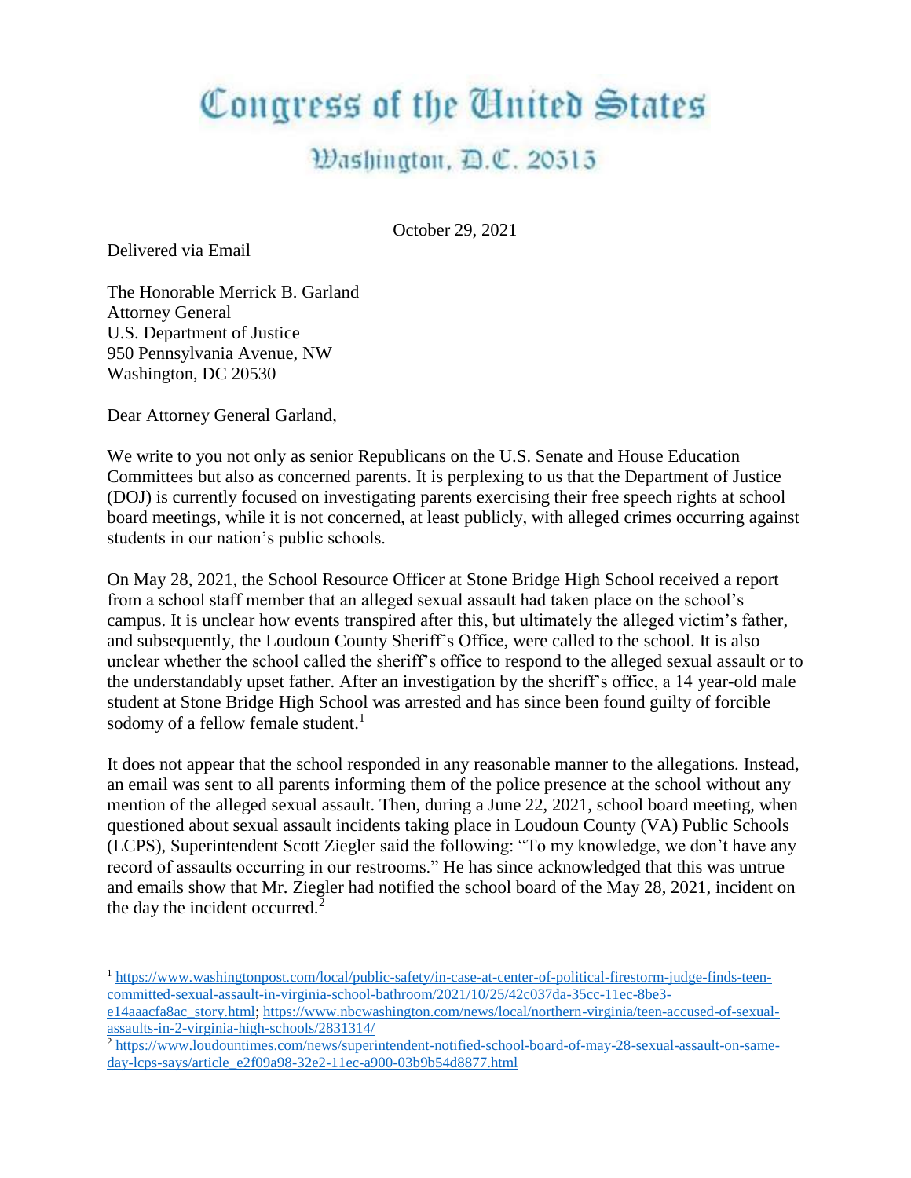# Congress of the United States

## Washington, D.C. 20515

October 29, 2021

Delivered via Email

The Honorable Merrick B. Garland
Attorney General
U.S. Department of Justice
950 Pennsylvania Avenue, NW
Washington, DC 20530

Dear Attorney General Garland,

We write to you not only as senior Republicans on the U.S. Senate and House Education Committees but also as concerned parents. It is perplexing to us that the Department of Justice (DOJ) is currently focused on investigating parents exercising their free speech rights at school board meetings, while it is not concerned, at least publicly, with alleged crimes occurring against students in our nation's public schools.

On May 28, 2021, the School Resource Officer at Stone Bridge High School received a report from a school staff member that an alleged sexual assault had taken place on the school's campus. It is unclear how events transpired after this, but ultimately the alleged victim's father, and subsequently, the Loudoun County Sheriff's Office, were called to the school. It is also unclear whether the school called the sheriff's office to respond to the alleged sexual assault or to the understandably upset father. After an investigation by the sheriff's office, a 14 year-old male student at Stone Bridge High School was arrested and has since been found guilty of forcible sodomy of a fellow female student.[1]

It does not appear that the school responded in any reasonable manner to the allegations. Instead, an email was sent to all parents informing them of the police presence at the school without any mention of the alleged sexual assault. Then, during a June 22, 2021, school board meeting, when questioned about sexual assault incidents taking place in Loudoun County (VA) Public Schools (LCPS), Superintendent Scott Ziegler said the following: "To my knowledge, we don't have any record of assaults occurring in our restrooms." He has since acknowledged that this was untrue and emails show that Mr. Ziegler had notified the school board of the May 28, 2021, incident on the day the incident occurred.[2]

---

[1] https://www.washingtonpost.com/local/public-safety/in-case-at-center-of-political-firestorm-judge-finds-teen-committed-sexual-assault-in-virginia-school-bathroom/2021/10/25/42c037da-35cc-11ec-8be3-e14aaacfa8ac_story.html; https://www.nbcwashington.com/news/local/northern-virginia/teen-accused-of-sexual-assaults-in-2-virginia-high-schools/2831314/

[2] https://www.loudountimes.com/news/superintendent-notified-school-board-of-may-28-sexual-assault-on-same-day-lcps-says/article_e2f09a98-32e2-11ec-a900-03b9b54d8877.html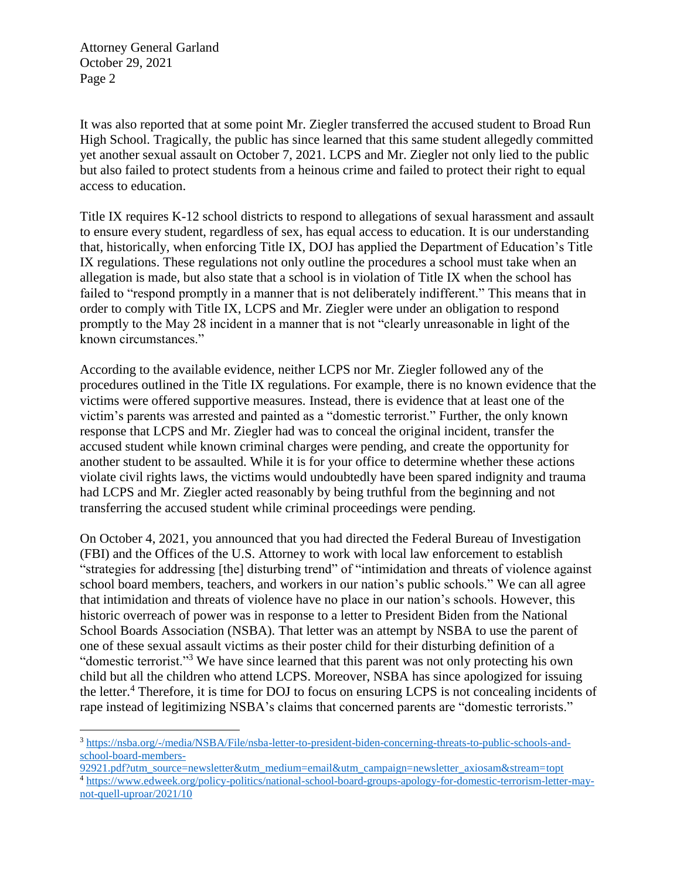It was also reported that at some point Mr. Ziegler transferred the accused student to Broad Run High School. Tragically, the public has since learned that this same student allegedly committed yet another sexual assault on October 7, 2021. LCPS and Mr. Ziegler not only lied to the public but also failed to protect students from a heinous crime and failed to protect their right to equal access to education.

Title IX requires K-12 school districts to respond to allegations of sexual harassment and assault to ensure every student, regardless of sex, has equal access to education. It is our understanding that, historically, when enforcing Title IX, DOJ has applied the Department of Education's Title IX regulations. These regulations not only outline the procedures a school must take when an allegation is made, but also state that a school is in violation of Title IX when the school has failed to "respond promptly in a manner that is not deliberately indifferent." This means that in order to comply with Title IX, LCPS and Mr. Ziegler were under an obligation to respond promptly to the May 28 incident in a manner that is not "clearly unreasonable in light of the known circumstances."

According to the available evidence, neither LCPS nor Mr. Ziegler followed any of the procedures outlined in the Title IX regulations. For example, there is no known evidence that the victims were offered supportive measures. Instead, there is evidence that at least one of the victim's parents was arrested and painted as a "domestic terrorist." Further, the only known response that LCPS and Mr. Ziegler had was to conceal the original incident, transfer the accused student while known criminal charges were pending, and create the opportunity for another student to be assaulted. While it is for your office to determine whether these actions violate civil rights laws, the victims would undoubtedly have been spared indignity and trauma had LCPS and Mr. Ziegler acted reasonably by being truthful from the beginning and not transferring the accused student while criminal proceedings were pending.

On October 4, 2021, you announced that you had directed the Federal Bureau of Investigation (FBI) and the Offices of the U.S. Attorney to work with local law enforcement to establish "strategies for addressing [the] disturbing trend" of "intimidation and threats of violence against school board members, teachers, and workers in our nation's public schools." We can all agree that intimidation and threats of violence have no place in our nation's schools. However, this historic overreach of power was in response to a letter to President Biden from the National School Boards Association (NSBA). That letter was an attempt by NSBA to use the parent of one of these sexual assault victims as their poster child for their disturbing definition of a "domestic terrorist."[3] We have since learned that this parent was not only protecting his own child but all the children who attend LCPS. Moreover, NSBA has since apologized for issuing the letter.[4] Therefore, it is time for DOJ to focus on ensuring LCPS is not concealing incidents of rape instead of legitimizing NSBA's claims that concerned parents are "domestic terrorists."

---

[3] https://nsba.org/-/media/NSBA/File/nsba-letter-to-president-biden-concerning-threats-to-public-schools-and-school-board-members-92921.pdf?utm_source=newsletter&utm_medium=email&utm_campaign=newsletter_axiosam&stream=topt

[4] https://www.edweek.org/policy-politics/national-school-board-groups-apology-for-domestic-terrorism-letter-may-not-quell-uproar/2021/10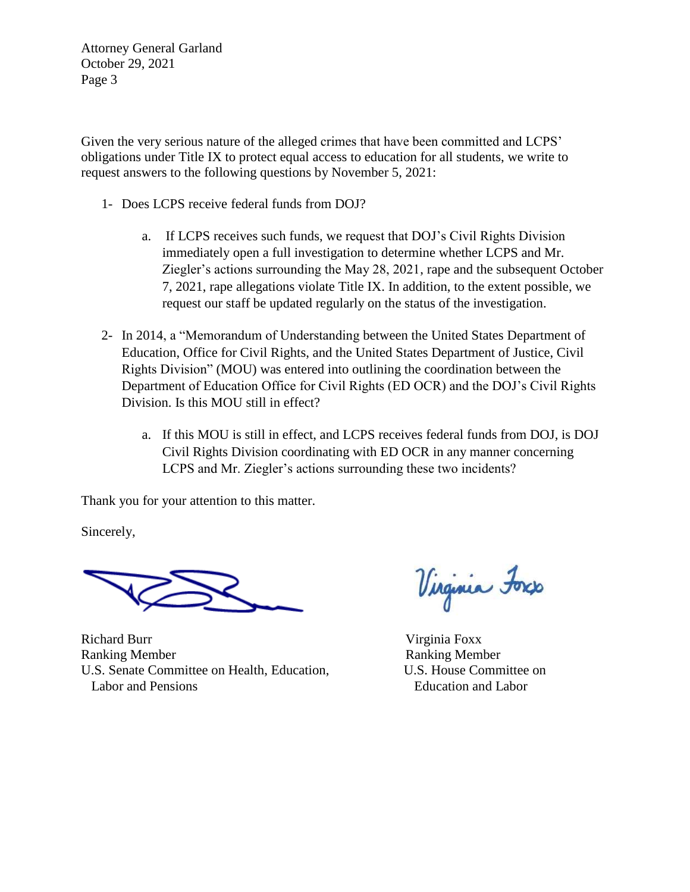Given the very serious nature of the alleged crimes that have been committed and LCPS' obligations under Title IX to protect equal access to education for all students, we write to request answers to the following questions by November 5, 2021:

1- Does LCPS receive federal funds from DOJ?

   a. If LCPS receives such funds, we request that DOJ's Civil Rights Division immediately open a full investigation to determine whether LCPS and Mr. Ziegler's actions surrounding the May 28, 2021, rape and the subsequent October 7, 2021, rape allegations violate Title IX. In addition, to the extent possible, we request our staff be updated regularly on the status of the investigation.

2- In 2014, a "Memorandum of Understanding between the United States Department of Education, Office for Civil Rights, and the United States Department of Justice, Civil Rights Division" (MOU) was entered into outlining the coordination between the Department of Education Office for Civil Rights (ED OCR) and the DOJ's Civil Rights Division. Is this MOU still in effect?

   a. If this MOU is still in effect, and LCPS receives federal funds from DOJ, is DOJ Civil Rights Division coordinating with ED OCR in any manner concerning LCPS and Mr. Ziegler's actions surrounding these two incidents?

Thank you for your attention to this matter.

Sincerely,

Richard Burr
Ranking Member
U.S. Senate Committee on Health, Education, Labor and Pensions

Virginia Foxx
Ranking Member
U.S. House Committee on Education and Labor